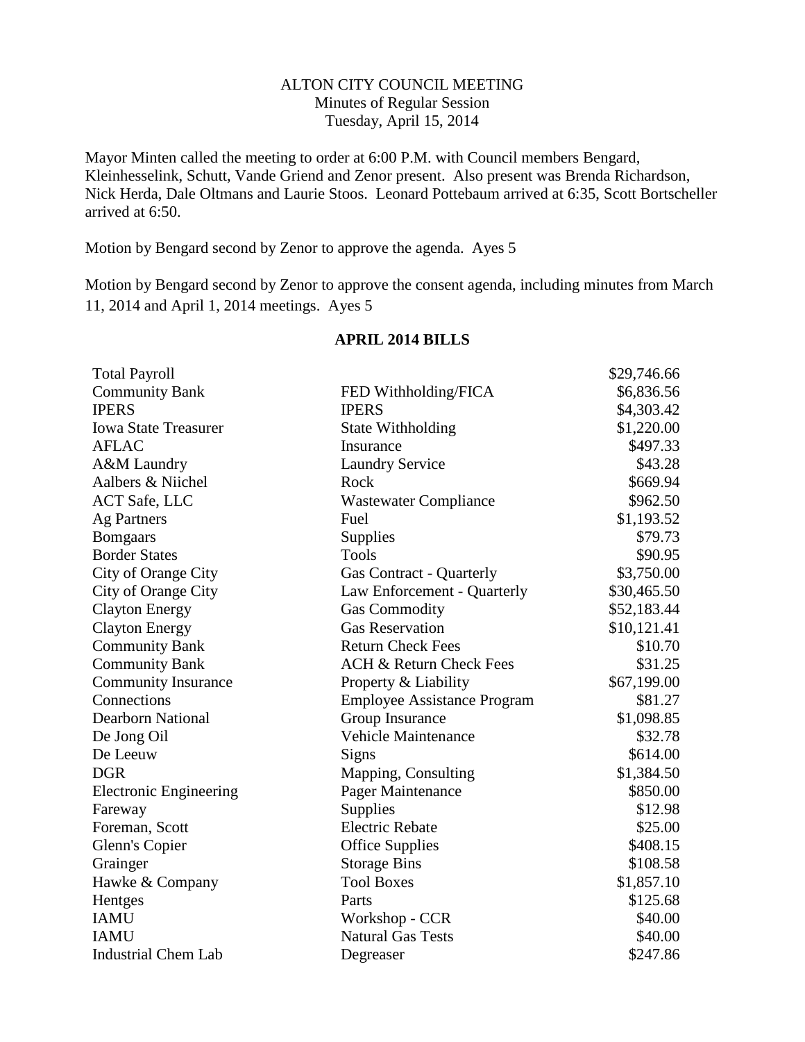ALTON CITY COUNCIL MEETING
Minutes of Regular Session
Tuesday, April 15, 2014

Mayor Minten called the meeting to order at 6:00 P.M. with Council members Bengard, Kleinhesselink, Schutt, Vande Griend and Zenor present. Also present was Brenda Richardson, Nick Herda, Dale Oltmans and Laurie Stoos. Leonard Pottebaum arrived at 6:35, Scott Bortscheller arrived at 6:50.

Motion by Bengard second by Zenor to approve the agenda. Ayes 5

Motion by Bengard second by Zenor to approve the consent agenda, including minutes from March 11, 2014 and April 1, 2014 meetings. Ayes 5

## APRIL 2014 BILLS

| | | |
|---|---|---:|
| Total Payroll | | $29,746.66 |
| Community Bank | FED Withholding/FICA | $6,836.56 |
| IPERS | IPERS | $4,303.42 |
| Iowa State Treasurer | State Withholding | $1,220.00 |
| AFLAC | Insurance | $497.33 |
| A&M Laundry | Laundry Service | $43.28 |
| Aalbers & Niichel | Rock | $669.94 |
| ACT Safe, LLC | Wastewater Compliance | $962.50 |
| Ag Partners | Fuel | $1,193.52 |
| Bomgaars | Supplies | $79.73 |
| Border States | Tools | $90.95 |
| City of Orange City | Gas Contract - Quarterly | $3,750.00 |
| City of Orange City | Law Enforcement - Quarterly | $30,465.50 |
| Clayton Energy | Gas Commodity | $52,183.44 |
| Clayton Energy | Gas Reservation | $10,121.41 |
| Community Bank | Return Check Fees | $10.70 |
| Community Bank | ACH & Return Check Fees | $31.25 |
| Community Insurance | Property & Liability | $67,199.00 |
| Connections | Employee Assistance Program | $81.27 |
| Dearborn National | Group Insurance | $1,098.85 |
| De Jong Oil | Vehicle Maintenance | $32.78 |
| De Leeuw | Signs | $614.00 |
| DGR | Mapping, Consulting | $1,384.50 |
| Electronic Engineering | Pager Maintenance | $850.00 |
| Fareway | Supplies | $12.98 |
| Foreman, Scott | Electric Rebate | $25.00 |
| Glenn's Copier | Office Supplies | $408.15 |
| Grainger | Storage Bins | $108.58 |
| Hawke & Company | Tool Boxes | $1,857.10 |
| Hentges | Parts | $125.68 |
| IAMU | Workshop - CCR | $40.00 |
| IAMU | Natural Gas Tests | $40.00 |
| Industrial Chem Lab | Degreaser | $247.86 |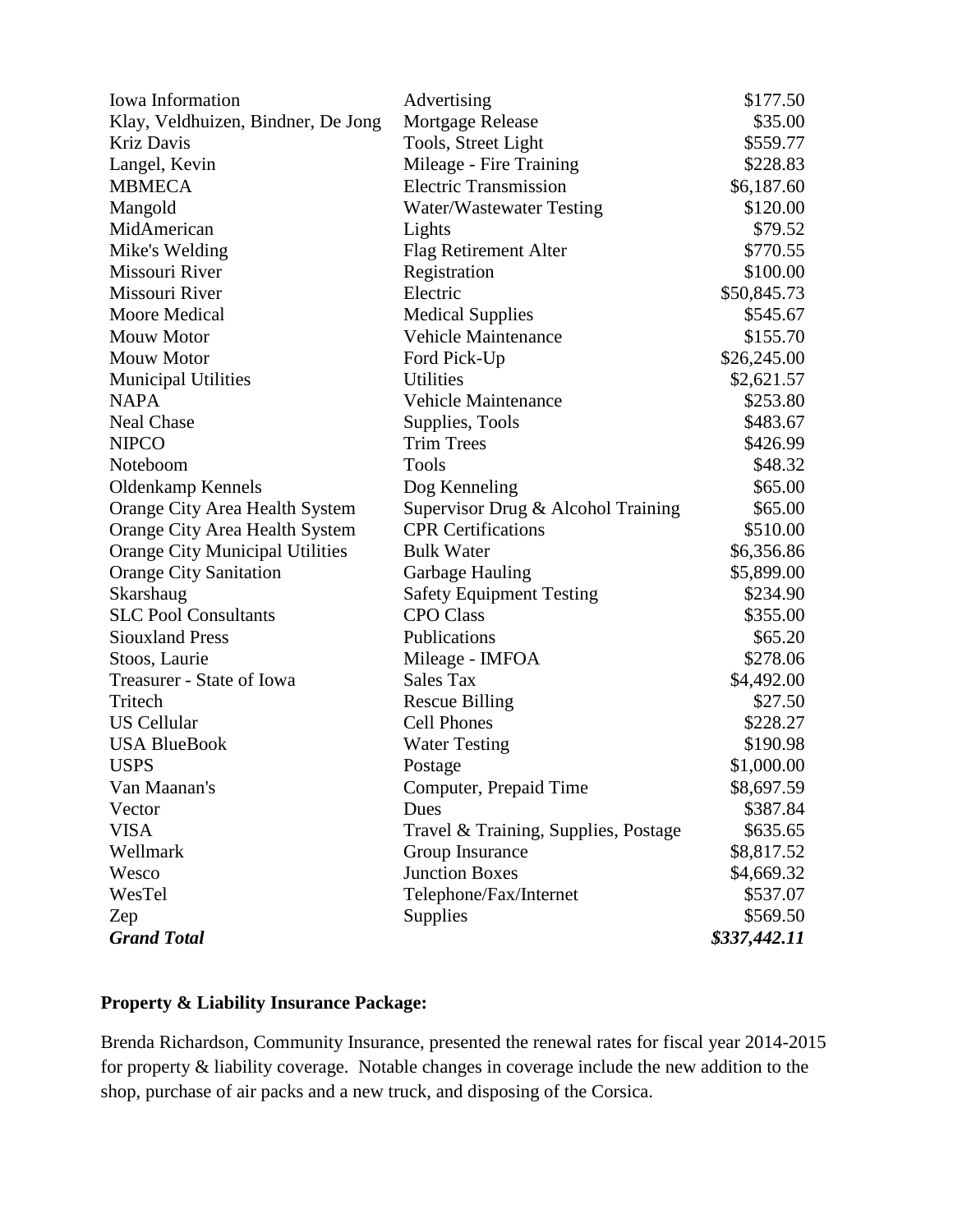| | | |
|---|---|---|
| Iowa Information | Advertising | $177.50 |
| Klay, Veldhuizen, Bindner, De Jong | Mortgage Release | $35.00 |
| Kriz Davis | Tools, Street Light | $559.77 |
| Langel, Kevin | Mileage - Fire Training | $228.83 |
| MBMECA | Electric Transmission | $6,187.60 |
| Mangold | Water/Wastewater Testing | $120.00 |
| MidAmerican | Lights | $79.52 |
| Mike's Welding | Flag Retirement Alter | $770.55 |
| Missouri River | Registration | $100.00 |
| Missouri River | Electric | $50,845.73 |
| Moore Medical | Medical Supplies | $545.67 |
| Mouw Motor | Vehicle Maintenance | $155.70 |
| Mouw Motor | Ford Pick-Up | $26,245.00 |
| Municipal Utilities | Utilities | $2,621.57 |
| NAPA | Vehicle Maintenance | $253.80 |
| Neal Chase | Supplies, Tools | $483.67 |
| NIPCO | Trim Trees | $426.99 |
| Noteboom | Tools | $48.32 |
| Oldenkamp Kennels | Dog Kenneling | $65.00 |
| Orange City Area Health System | Supervisor Drug & Alcohol Training | $65.00 |
| Orange City Area Health System | CPR Certifications | $510.00 |
| Orange City Municipal Utilities | Bulk Water | $6,356.86 |
| Orange City Sanitation | Garbage Hauling | $5,899.00 |
| Skarshaug | Safety Equipment Testing | $234.90 |
| SLC Pool Consultants | CPO Class | $355.00 |
| Siouxland Press | Publications | $65.20 |
| Stoos, Laurie | Mileage - IMFOA | $278.06 |
| Treasurer - State of Iowa | Sales Tax | $4,492.00 |
| Tritech | Rescue Billing | $27.50 |
| US Cellular | Cell Phones | $228.27 |
| USA BlueBook | Water Testing | $190.98 |
| USPS | Postage | $1,000.00 |
| Van Maanan's | Computer, Prepaid Time | $8,697.59 |
| Vector | Dues | $387.84 |
| VISA | Travel & Training, Supplies, Postage | $635.65 |
| Wellmark | Group Insurance | $8,817.52 |
| Wesco | Junction Boxes | $4,669.32 |
| WesTel | Telephone/Fax/Internet | $537.07 |
| Zep | Supplies | $569.50 |
| ***Grand Total*** | | ***$337,442.11*** |

**Property & Liability Insurance Package:**

Brenda Richardson, Community Insurance, presented the renewal rates for fiscal year 2014-2015 for property & liability coverage. Notable changes in coverage include the new addition to the shop, purchase of air packs and a new truck, and disposing of the Corsica.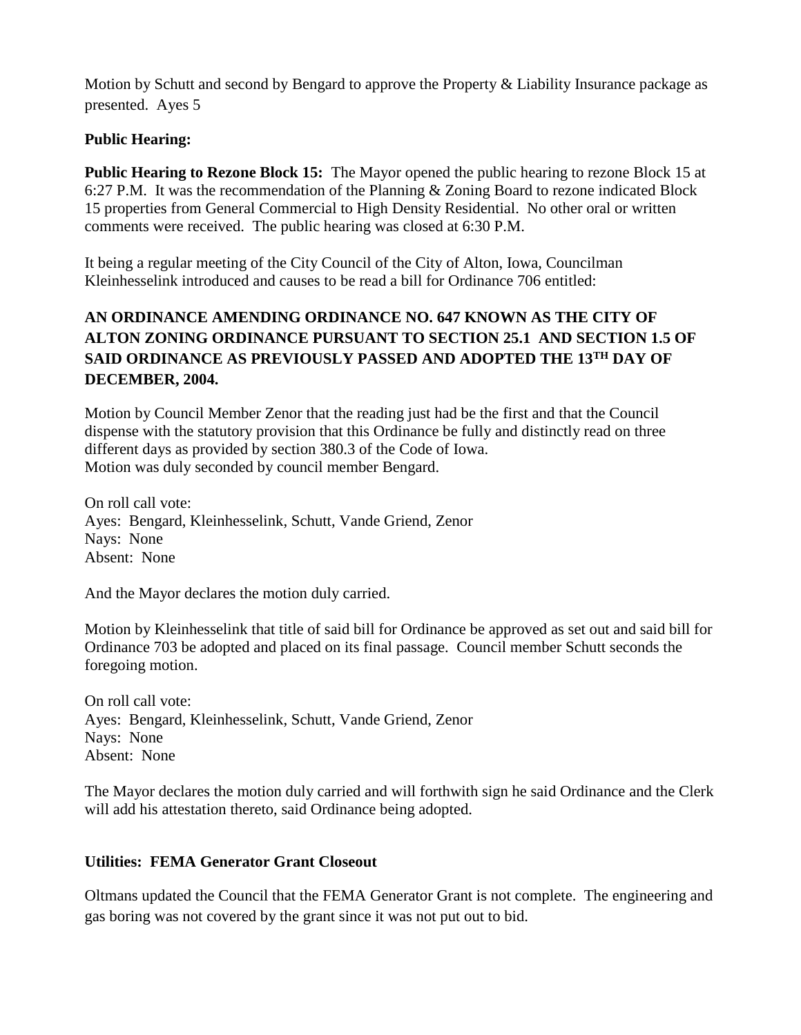Motion by Schutt and second by Bengard to approve the Property & Liability Insurance package as presented. Ayes 5

**Public Hearing:**

**Public Hearing to Rezone Block 15:** The Mayor opened the public hearing to rezone Block 15 at 6:27 P.M. It was the recommendation of the Planning & Zoning Board to rezone indicated Block 15 properties from General Commercial to High Density Residential. No other oral or written comments were received. The public hearing was closed at 6:30 P.M.

It being a regular meeting of the City Council of the City of Alton, Iowa, Councilman Kleinhesselink introduced and causes to be read a bill for Ordinance 706 entitled:

**AN ORDINANCE AMENDING ORDINANCE NO. 647 KNOWN AS THE CITY OF ALTON ZONING ORDINANCE PURSUANT TO SECTION 25.1 AND SECTION 1.5 OF SAID ORDINANCE AS PREVIOUSLY PASSED AND ADOPTED THE 13TH DAY OF DECEMBER, 2004.**

Motion by Council Member Zenor that the reading just had be the first and that the Council dispense with the statutory provision that this Ordinance be fully and distinctly read on three different days as provided by section 380.3 of the Code of Iowa.
Motion was duly seconded by council member Bengard.

On roll call vote:
Ayes: Bengard, Kleinhesselink, Schutt, Vande Griend, Zenor
Nays: None
Absent: None

And the Mayor declares the motion duly carried.

Motion by Kleinhesselink that title of said bill for Ordinance be approved as set out and said bill for Ordinance 703 be adopted and placed on its final passage. Council member Schutt seconds the foregoing motion.

On roll call vote:
Ayes: Bengard, Kleinhesselink, Schutt, Vande Griend, Zenor
Nays: None
Absent: None

The Mayor declares the motion duly carried and will forthwith sign he said Ordinance and the Clerk will add his attestation thereto, said Ordinance being adopted.

**Utilities: FEMA Generator Grant Closeout**

Oltmans updated the Council that the FEMA Generator Grant is not complete. The engineering and gas boring was not covered by the grant since it was not put out to bid.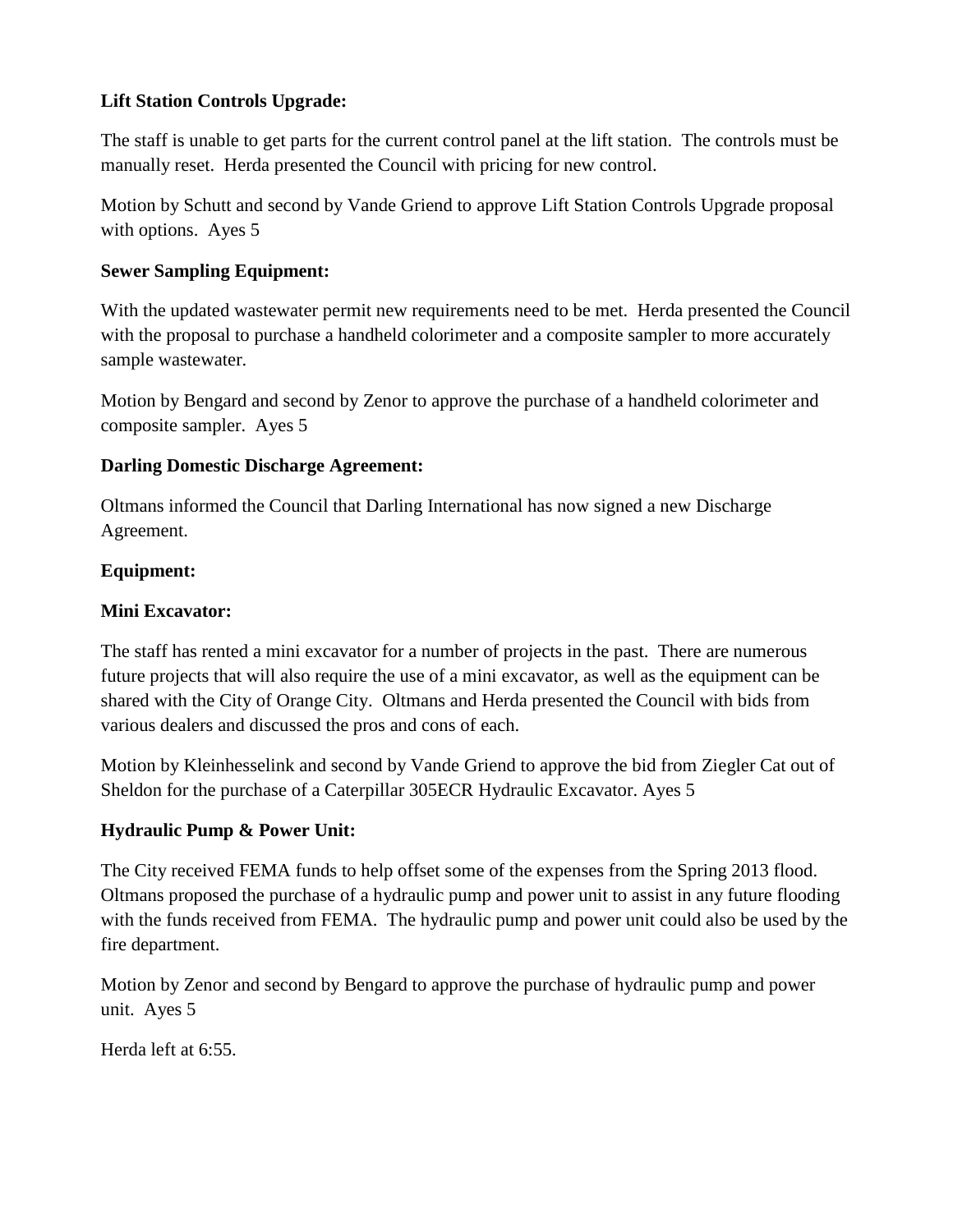**Lift Station Controls Upgrade:**

The staff is unable to get parts for the current control panel at the lift station. The controls must be manually reset. Herda presented the Council with pricing for new control.

Motion by Schutt and second by Vande Griend to approve Lift Station Controls Upgrade proposal with options. Ayes 5

**Sewer Sampling Equipment:**

With the updated wastewater permit new requirements need to be met. Herda presented the Council with the proposal to purchase a handheld colorimeter and a composite sampler to more accurately sample wastewater.

Motion by Bengard and second by Zenor to approve the purchase of a handheld colorimeter and composite sampler. Ayes 5

**Darling Domestic Discharge Agreement:**

Oltmans informed the Council that Darling International has now signed a new Discharge Agreement.

**Equipment:**

**Mini Excavator:**

The staff has rented a mini excavator for a number of projects in the past. There are numerous future projects that will also require the use of a mini excavator, as well as the equipment can be shared with the City of Orange City. Oltmans and Herda presented the Council with bids from various dealers and discussed the pros and cons of each.

Motion by Kleinhesselink and second by Vande Griend to approve the bid from Ziegler Cat out of Sheldon for the purchase of a Caterpillar 305ECR Hydraulic Excavator. Ayes 5

**Hydraulic Pump & Power Unit:**

The City received FEMA funds to help offset some of the expenses from the Spring 2013 flood. Oltmans proposed the purchase of a hydraulic pump and power unit to assist in any future flooding with the funds received from FEMA. The hydraulic pump and power unit could also be used by the fire department.

Motion by Zenor and second by Bengard to approve the purchase of hydraulic pump and power unit. Ayes 5

Herda left at 6:55.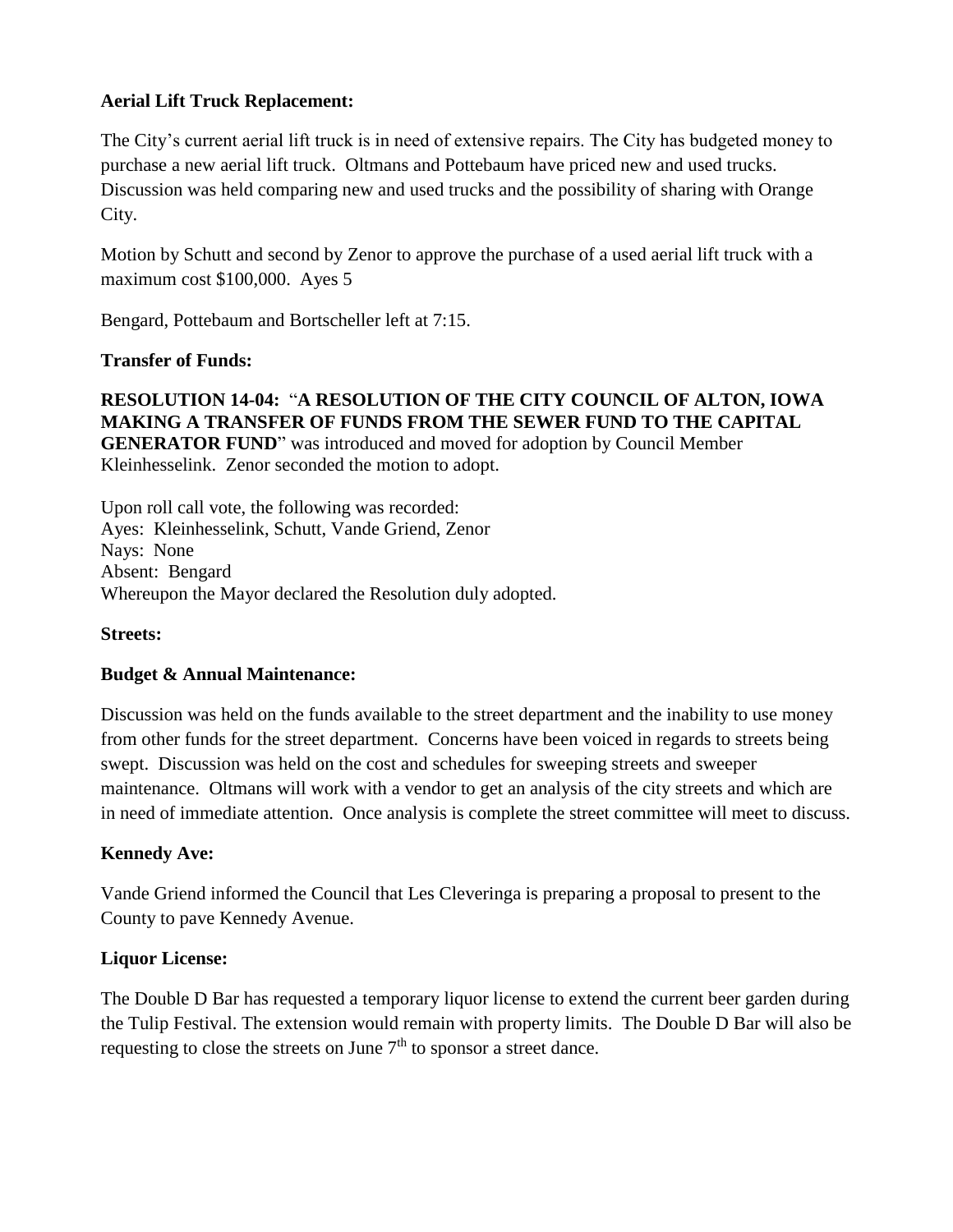**Aerial Lift Truck Replacement:**

The City's current aerial lift truck is in need of extensive repairs. The City has budgeted money to purchase a new aerial lift truck. Oltmans and Pottebaum have priced new and used trucks. Discussion was held comparing new and used trucks and the possibility of sharing with Orange City.

Motion by Schutt and second by Zenor to approve the purchase of a used aerial lift truck with a maximum cost $100,000. Ayes 5

Bengard, Pottebaum and Bortscheller left at 7:15.

**Transfer of Funds:**

**RESOLUTION 14-04:** "**A RESOLUTION OF THE CITY COUNCIL OF ALTON, IOWA MAKING A TRANSFER OF FUNDS FROM THE SEWER FUND TO THE CAPITAL GENERATOR FUND**" was introduced and moved for adoption by Council Member Kleinhesselink. Zenor seconded the motion to adopt.

Upon roll call vote, the following was recorded:
Ayes: Kleinhesselink, Schutt, Vande Griend, Zenor
Nays: None
Absent: Bengard
Whereupon the Mayor declared the Resolution duly adopted.

**Streets:**

**Budget & Annual Maintenance:**

Discussion was held on the funds available to the street department and the inability to use money from other funds for the street department. Concerns have been voiced in regards to streets being swept. Discussion was held on the cost and schedules for sweeping streets and sweeper maintenance. Oltmans will work with a vendor to get an analysis of the city streets and which are in need of immediate attention. Once analysis is complete the street committee will meet to discuss.

**Kennedy Ave:**

Vande Griend informed the Council that Les Cleveringa is preparing a proposal to present to the County to pave Kennedy Avenue.

**Liquor License:**

The Double D Bar has requested a temporary liquor license to extend the current beer garden during the Tulip Festival. The extension would remain with property limits. The Double D Bar will also be requesting to close the streets on June 7th to sponsor a street dance.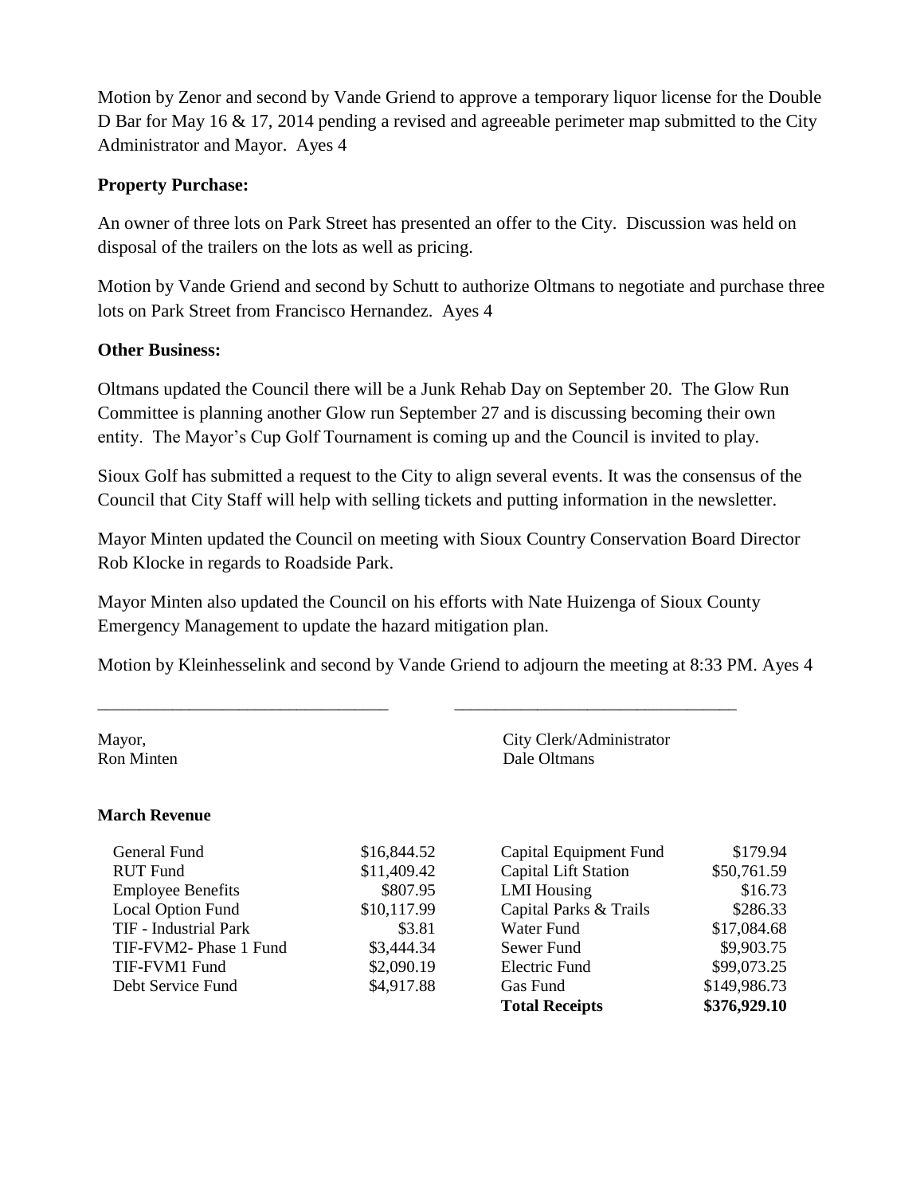Motion by Zenor and second by Vande Griend to approve a temporary liquor license for the Double D Bar for May 16 & 17, 2014 pending a revised and agreeable perimeter map submitted to the City Administrator and Mayor. Ayes 4

**Property Purchase:**

An owner of three lots on Park Street has presented an offer to the City. Discussion was held on disposal of the trailers on the lots as well as pricing.

Motion by Vande Griend and second by Schutt to authorize Oltmans to negotiate and purchase three lots on Park Street from Francisco Hernandez. Ayes 4

**Other Business:**

Oltmans updated the Council there will be a Junk Rehab Day on September 20. The Glow Run Committee is planning another Glow run September 27 and is discussing becoming their own entity. The Mayor's Cup Golf Tournament is coming up and the Council is invited to play.

Sioux Golf has submitted a request to the City to align several events. It was the consensus of the Council that City Staff will help with selling tickets and putting information in the newsletter.

Mayor Minten updated the Council on meeting with Sioux Country Conservation Board Director Rob Klocke in regards to Roadside Park.

Mayor Minten also updated the Council on his efforts with Nate Huizenga of Sioux County Emergency Management to update the hazard mitigation plan.

Motion by Kleinhesselink and second by Vande Griend to adjourn the meeting at 8:33 PM. Ayes 4

\_\_\_\_\_\_\_\_\_\_\_\_\_\_\_\_\_\_\_\_\_\_\_\_\_\_\_\_\_\_\_\_ \_\_\_\_\_\_\_\_\_\_\_\_\_\_\_\_\_\_\_\_\_\_\_\_\_\_\_\_\_\_\_\_

Mayor,
Ron Minten

City Clerk/Administrator
Dale Oltmans

**March Revenue**

| | | | |
|---|---|---|---|
| General Fund | $16,844.52 | Capital Equipment Fund | $179.94 |
| RUT Fund | $11,409.42 | Capital Lift Station | $50,761.59 |
| Employee Benefits | $807.95 | LMI Housing | $16.73 |
| Local Option Fund | $10,117.99 | Capital Parks & Trails | $286.33 |
| TIF - Industrial Park | $3.81 | Water Fund | $17,084.68 |
| TIF-FVM2- Phase 1 Fund | $3,444.34 | Sewer Fund | $9,903.75 |
| TIF-FVM1 Fund | $2,090.19 | Electric Fund | $99,073.25 |
| Debt Service Fund | $4,917.88 | Gas Fund | $149,986.73 |
| | | **Total Receipts** | **$376,929.10** |